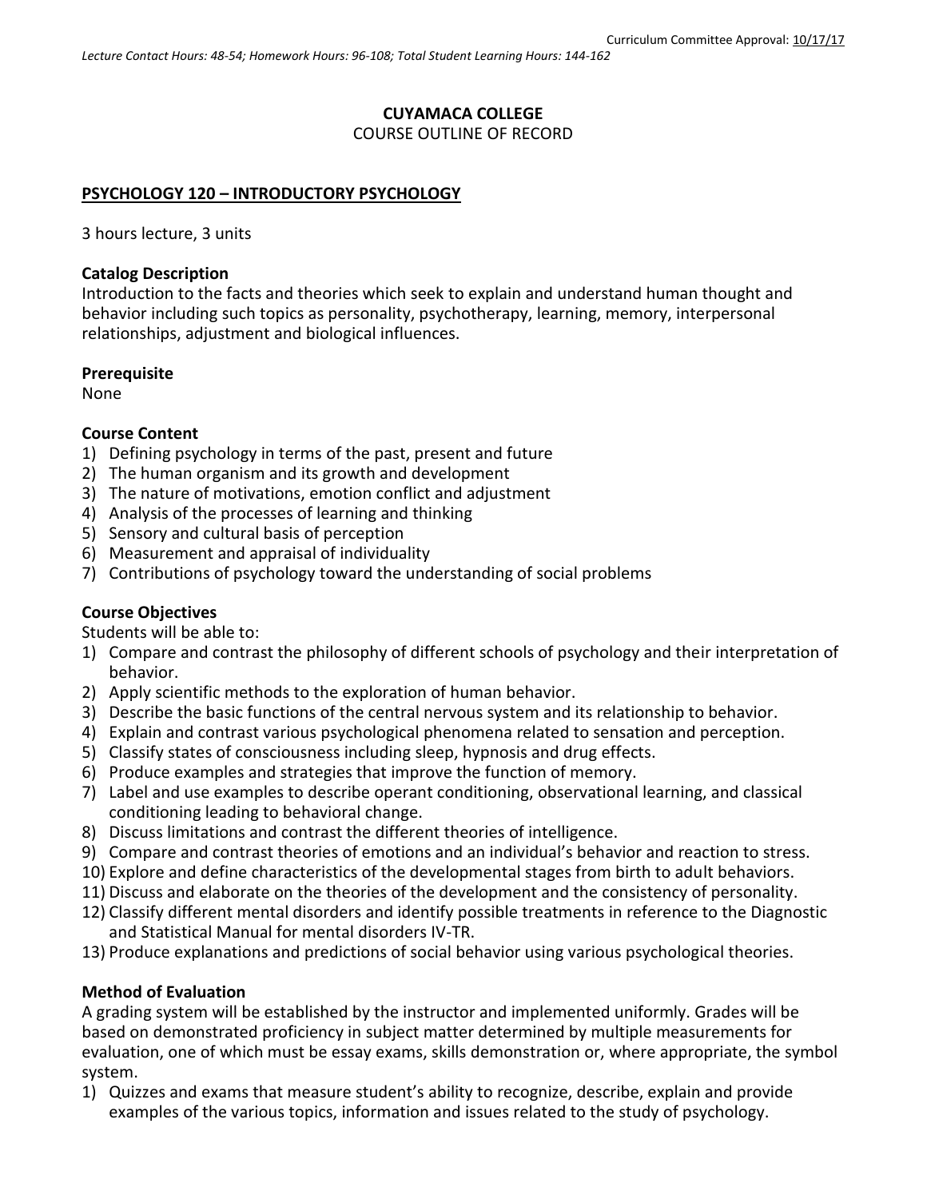Curriculum Committee Approval: 10/17/17

*Lecture Contact Hours: 48-54; Homework Hours: 96-108; Total Student Learning Hours: 144-162*

**CUYAMACA COLLEGE**

COURSE OUTLINE OF RECORD

## PSYCHOLOGY 120 – INTRODUCTORY PSYCHOLOGY

3 hours lecture, 3 units

### Catalog Description

Introduction to the facts and theories which seek to explain and understand human thought and behavior including such topics as personality, psychotherapy, learning, memory, interpersonal relationships, adjustment and biological influences.

### Prerequisite

None

### Course Content

1) Defining psychology in terms of the past, present and future
2) The human organism and its growth and development
3) The nature of motivations, emotion conflict and adjustment
4) Analysis of the processes of learning and thinking
5) Sensory and cultural basis of perception
6) Measurement and appraisal of individuality
7) Contributions of psychology toward the understanding of social problems

### Course Objectives

Students will be able to:

1) Compare and contrast the philosophy of different schools of psychology and their interpretation of behavior.
2) Apply scientific methods to the exploration of human behavior.
3) Describe the basic functions of the central nervous system and its relationship to behavior.
4) Explain and contrast various psychological phenomena related to sensation and perception.
5) Classify states of consciousness including sleep, hypnosis and drug effects.
6) Produce examples and strategies that improve the function of memory.
7) Label and use examples to describe operant conditioning, observational learning, and classical conditioning leading to behavioral change.
8) Discuss limitations and contrast the different theories of intelligence.
9) Compare and contrast theories of emotions and an individual's behavior and reaction to stress.
10) Explore and define characteristics of the developmental stages from birth to adult behaviors.
11) Discuss and elaborate on the theories of the development and the consistency of personality.
12) Classify different mental disorders and identify possible treatments in reference to the Diagnostic and Statistical Manual for mental disorders IV-TR.
13) Produce explanations and predictions of social behavior using various psychological theories.

### Method of Evaluation

A grading system will be established by the instructor and implemented uniformly. Grades will be based on demonstrated proficiency in subject matter determined by multiple measurements for evaluation, one of which must be essay exams, skills demonstration or, where appropriate, the symbol system.

1) Quizzes and exams that measure student's ability to recognize, describe, explain and provide examples of the various topics, information and issues related to the study of psychology.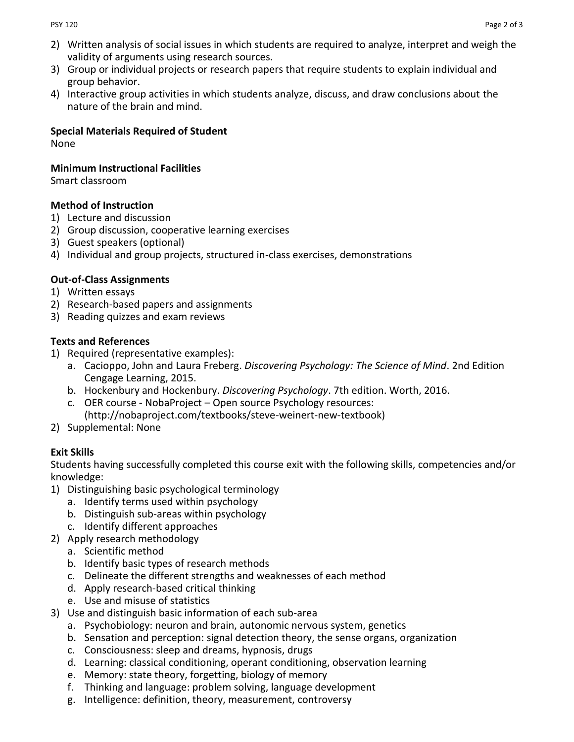2) Written analysis of social issues in which students are required to analyze, interpret and weigh the validity of arguments using research sources.
3) Group or individual projects or research papers that require students to explain individual and group behavior.
4) Interactive group activities in which students analyze, discuss, and draw conclusions about the nature of the brain and mind.

**Special Materials Required of Student**

None

**Minimum Instructional Facilities**

Smart classroom

**Method of Instruction**

1) Lecture and discussion
2) Group discussion, cooperative learning exercises
3) Guest speakers (optional)
4) Individual and group projects, structured in-class exercises, demonstrations

**Out-of-Class Assignments**

1) Written essays
2) Research-based papers and assignments
3) Reading quizzes and exam reviews

**Texts and References**

1) Required (representative examples):
   a. Cacioppo, John and Laura Freberg. *Discovering Psychology: The Science of Mind*. 2nd Edition Cengage Learning, 2015.
   b. Hockenbury and Hockenbury. *Discovering Psychology*. 7th edition. Worth, 2016.
   c. OER course - NobaProject – Open source Psychology resources: (http://nobaproject.com/textbooks/steve-weinert-new-textbook)
2) Supplemental: None

**Exit Skills**

Students having successfully completed this course exit with the following skills, competencies and/or knowledge:

1) Distinguishing basic psychological terminology
   a. Identify terms used within psychology
   b. Distinguish sub-areas within psychology
   c. Identify different approaches
2) Apply research methodology
   a. Scientific method
   b. Identify basic types of research methods
   c. Delineate the different strengths and weaknesses of each method
   d. Apply research-based critical thinking
   e. Use and misuse of statistics
3) Use and distinguish basic information of each sub-area
   a. Psychobiology: neuron and brain, autonomic nervous system, genetics
   b. Sensation and perception: signal detection theory, the sense organs, organization
   c. Consciousness: sleep and dreams, hypnosis, drugs
   d. Learning: classical conditioning, operant conditioning, observation learning
   e. Memory: state theory, forgetting, biology of memory
   f. Thinking and language: problem solving, language development
   g. Intelligence: definition, theory, measurement, controversy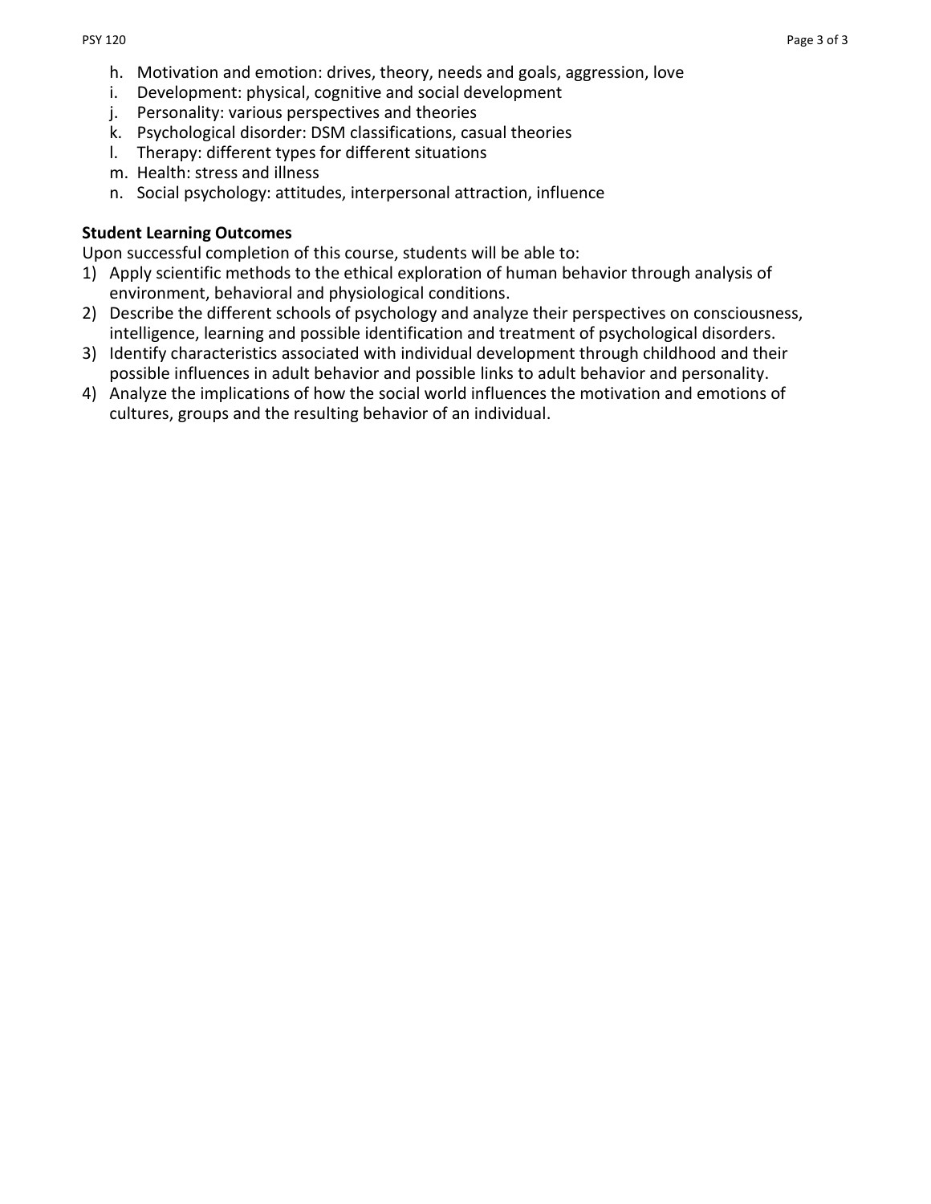h. Motivation and emotion: drives, theory, needs and goals, aggression, love
i. Development: physical, cognitive and social development
j. Personality: various perspectives and theories
k. Psychological disorder: DSM classifications, casual theories
l. Therapy: different types for different situations
m. Health: stress and illness
n. Social psychology: attitudes, interpersonal attraction, influence

**Student Learning Outcomes**

Upon successful completion of this course, students will be able to:

1) Apply scientific methods to the ethical exploration of human behavior through analysis of environment, behavioral and physiological conditions.
2) Describe the different schools of psychology and analyze their perspectives on consciousness, intelligence, learning and possible identification and treatment of psychological disorders.
3) Identify characteristics associated with individual development through childhood and their possible influences in adult behavior and possible links to adult behavior and personality.
4) Analyze the implications of how the social world influences the motivation and emotions of cultures, groups and the resulting behavior of an individual.